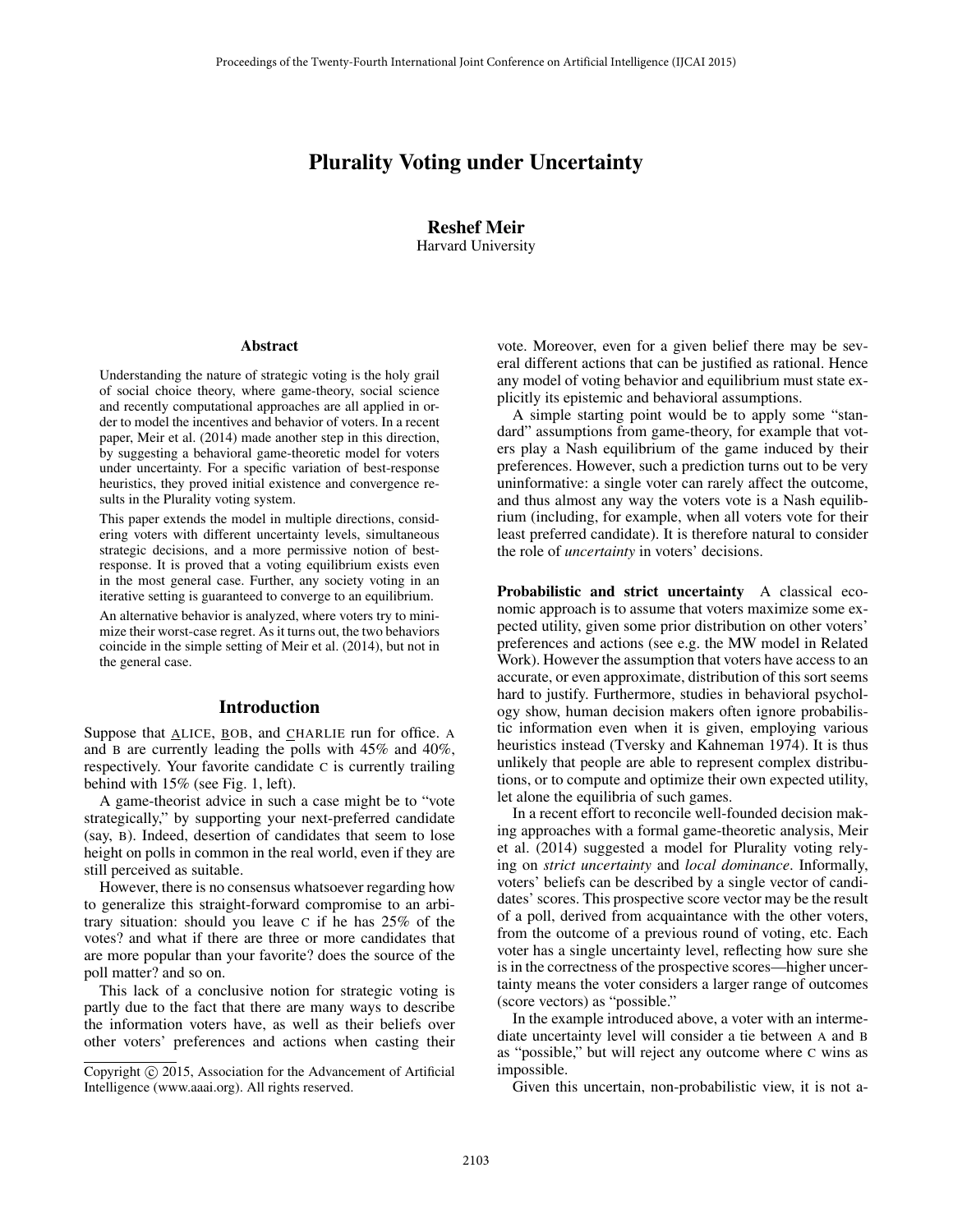# Plurality Voting under Uncertainty

**Reshef Meir**
Harvard University

## Abstract

Understanding the nature of strategic voting is the holy grail of social choice theory, where game-theory, social science and recently computational approaches are all applied in order to model the incentives and behavior of voters. In a recent paper, Meir et al. (2014) made another step in this direction, by suggesting a behavioral game-theoretic model for voters under uncertainty. For a specific variation of best-response heuristics, they proved initial existence and convergence results in the Plurality voting system.

This paper extends the model in multiple directions, considering voters with different uncertainty levels, simultaneous strategic decisions, and a more permissive notion of best-response. It is proved that a voting equilibrium exists even in the most general case. Further, any society voting in an iterative setting is guaranteed to converge to an equilibrium.

An alternative behavior is analyzed, where voters try to minimize their worst-case regret. As it turns out, the two behaviors coincide in the simple setting of Meir et al. (2014), but not in the general case.

## Introduction

Suppose that ALICE, BOB, and CHARLIE run for office. A and B are currently leading the polls with 45% and 40%, respectively. Your favorite candidate C is currently trailing behind with 15% (see Fig. 1, left).

A game-theorist advice in such a case might be to "vote strategically," by supporting your next-preferred candidate (say, B). Indeed, desertion of candidates that seem to lose height on polls in common in the real world, even if they are still perceived as suitable.

However, there is no consensus whatsoever regarding how to generalize this straight-forward compromise to an arbitrary situation: should you leave C if he has 25% of the votes? and what if there are three or more candidates that are more popular than your favorite? does the source of the poll matter? and so on.

This lack of a conclusive notion for strategic voting is partly due to the fact that there are many ways to describe the information voters have, as well as their beliefs over other voters' preferences and actions when casting their vote. Moreover, even for a given belief there may be several different actions that can be justified as rational. Hence any model of voting behavior and equilibrium must state explicitly its epistemic and behavioral assumptions.

A simple starting point would be to apply some "standard" assumptions from game-theory, for example that voters play a Nash equilibrium of the game induced by their preferences. However, such a prediction turns out to be very uninformative: a single voter can rarely affect the outcome, and thus almost any way the voters vote is a Nash equilibrium (including, for example, when all voters vote for their least preferred candidate). It is therefore natural to consider the role of *uncertainty* in voters' decisions.

**Probabilistic and strict uncertainty** A classical economic approach is to assume that voters maximize some expected utility, given some prior distribution on other voters' preferences and actions (see e.g. the MW model in Related Work). However the assumption that voters have access to an accurate, or even approximate, distribution of this sort seems hard to justify. Furthermore, studies in behavioral psychology show, human decision makers often ignore probabilistic information even when it is given, employing various heuristics instead (Tversky and Kahneman 1974). It is thus unlikely that people are able to represent complex distributions, or to compute and optimize their own expected utility, let alone the equilibria of such games.

In a recent effort to reconcile well-founded decision making approaches with a formal game-theoretic analysis, Meir et al. (2014) suggested a model for Plurality voting relying on *strict uncertainty* and *local dominance*. Informally, voters' beliefs can be described by a single vector of candidates' scores. This prospective score vector may be the result of a poll, derived from acquaintance with the other voters, from the outcome of a previous round of voting, etc. Each voter has a single uncertainty level, reflecting how sure she is in the correctness of the prospective scores—higher uncertainty means the voter considers a larger range of outcomes (score vectors) as "possible."

In the example introduced above, a voter with an intermediate uncertainty level will consider a tie between A and B as "possible," but will reject any outcome where C wins as impossible.

Given this uncertain, non-probabilistic view, it is not a-

Copyright © 2015, Association for the Advancement of Artificial Intelligence (www.aaai.org). All rights reserved.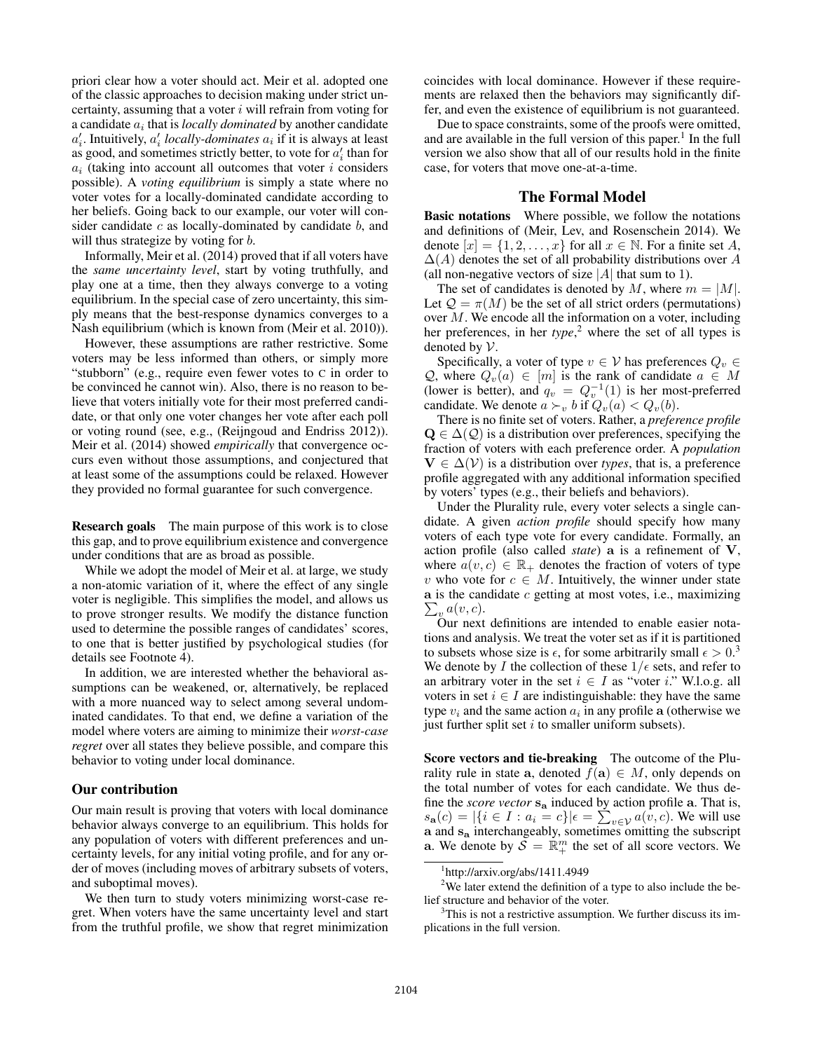priori clear how a voter should act. Meir et al. adopted one of the classic approaches to decision making under strict uncertainty, assuming that a voter $i$ will refrain from voting for a candidate $a_i$ that is *locally dominated* by another candidate $a'_i$. Intuitively, $a'_i$ *locally-dominates* $a_i$ if it is always at least as good, and sometimes strictly better, to vote for $a'_i$ than for $a_i$ (taking into account all outcomes that voter $i$ considers possible). A *voting equilibrium* is simply a state where no voter votes for a locally-dominated candidate according to her beliefs. Going back to our example, our voter will consider candidate $c$ as locally-dominated by candidate $b$, and will thus strategize by voting for $b$.

Informally, Meir et al. (2014) proved that if all voters have the *same uncertainty level*, start by voting truthfully, and play one at a time, then they always converge to a voting equilibrium. In the special case of zero uncertainty, this simply means that the best-response dynamics converges to a Nash equilibrium (which is known from (Meir et al. 2010)).

However, these assumptions are rather restrictive. Some voters may be less informed than others, or simply more "stubborn" (e.g., require even fewer votes to C in order to be convinced he cannot win). Also, there is no reason to believe that voters initially vote for their most preferred candidate, or that only one voter changes her vote after each poll or voting round (see, e.g., (Reijngoud and Endriss 2012)). Meir et al. (2014) showed *empirically* that convergence occurs even without those assumptions, and conjectured that at least some of the assumptions could be relaxed. However they provided no formal guarantee for such convergence.

**Research goals** The main purpose of this work is to close this gap, and to prove equilibrium existence and convergence under conditions that are as broad as possible.

While we adopt the model of Meir et al. at large, we study a non-atomic variation of it, where the effect of any single voter is negligible. This simplifies the model, and allows us to prove stronger results. We modify the distance function used to determine the possible ranges of candidates' scores, to one that is better justified by psychological studies (for details see Footnote 4).

In addition, we are interested whether the behavioral assumptions can be weakened, or, alternatively, be replaced with a more nuanced way to select among several undominated candidates. To that end, we define a variation of the model where voters are aiming to minimize their *worst-case regret* over all states they believe possible, and compare this behavior to voting under local dominance.

## Our contribution

Our main result is proving that voters with local dominance behavior always converge to an equilibrium. This holds for any population of voters with different preferences and uncertainty levels, for any initial voting profile, and for any order of moves (including moves of arbitrary subsets of voters, and suboptimal moves).

We then turn to study voters minimizing worst-case regret. When voters have the same uncertainty level and start from the truthful profile, we show that regret minimization coincides with local dominance. However if these requirements are relaxed then the behaviors may significantly differ, and even the existence of equilibrium is not guaranteed.

Due to space constraints, some of the proofs were omitted, and are available in the full version of this paper.[1] In the full version we also show that all of our results hold in the finite case, for voters that move one-at-a-time.

# The Formal Model

**Basic notations** Where possible, we follow the notations and definitions of (Meir, Lev, and Rosenschein 2014). We denote $[x] = \{1, 2, \ldots, x\}$ for all $x \in \mathbb{N}$. For a finite set $A$, $\Delta(A)$ denotes the set of all probability distributions over $A$ (all non-negative vectors of size $|A|$ that sum to 1).

The set of candidates is denoted by $M$, where $m = |M|$. Let $\mathcal{Q} = \pi(M)$ be the set of all strict orders (permutations) over $M$. We encode all the information on a voter, including her preferences, in her *type*,[2] where the set of all types is denoted by $\mathcal{V}$.

Specifically, a voter of type $v \in \mathcal{V}$ has preferences $Q_v \in \mathcal{Q}$, where $Q_v(a) \in [m]$ is the rank of candidate $a \in M$ (lower is better), and $q_v = Q_v^{-1}(1)$ is her most-preferred candidate. We denote $a \succ_v b$ if $Q_v(a) < Q_v(b)$.

There is no finite set of voters. Rather, a *preference profile* $\mathbf{Q} \in \Delta(\mathcal{Q})$ is a distribution over preferences, specifying the fraction of voters with each preference order. A *population* $\mathbf{V} \in \Delta(\mathcal{V})$ is a distribution over *types*, that is, a preference profile aggregated with any additional information specified by voters' types (e.g., their beliefs and behaviors).

Under the Plurality rule, every voter selects a single candidate. A given *action profile* should specify how many voters of each type vote for every candidate. Formally, an action profile (also called *state*) $\mathbf{a}$ is a refinement of $\mathbf{V}$, where $a(v, c) \in \mathbb{R}_+$ denotes the fraction of voters of type $v$ who vote for $c \in M$. Intuitively, the winner under state $\mathbf{a}$ is the candidate $c$ getting at most votes, i.e., maximizing $\sum_v a(v, c)$.

Our next definitions are intended to enable easier notations and analysis. We treat the voter set as if it is partitioned to subsets whose size is $\epsilon$, for some arbitrarily small $\epsilon > 0$.[3] We denote by $I$ the collection of these $1/\epsilon$ sets, and refer to an arbitrary voter in the set $i \in I$ as "voter $i$." W.l.o.g. all voters in set $i \in I$ are indistinguishable: they have the same type $v_i$ and the same action $a_i$ in any profile $\mathbf{a}$ (otherwise we just further split set $i$ to smaller uniform subsets).

**Score vectors and tie-breaking** The outcome of the Plurality rule in state $\mathbf{a}$, denoted $f(\mathbf{a}) \in M$, only depends on the total number of votes for each candidate. We thus define the *score vector* $\mathbf{s_a}$ induced by action profile $\mathbf{a}$. That is, $s_{\mathbf{a}}(c) = |\{i \in I : a_i = c\}|\epsilon = \sum_{v \in \mathcal{V}} a(v, c)$. We will use $\mathbf{a}$ and $\mathbf{s_a}$ interchangeably, sometimes omitting the subscript $\mathbf{a}$. We denote by $\mathcal{S} = \mathbb{R}_+^m$ the set of all score vectors. We

[1] http://arxiv.org/abs/1411.4949

[2] We later extend the definition of a type to also include the belief structure and behavior of the voter.

[3] This is not a restrictive assumption. We further discuss its implications in the full version.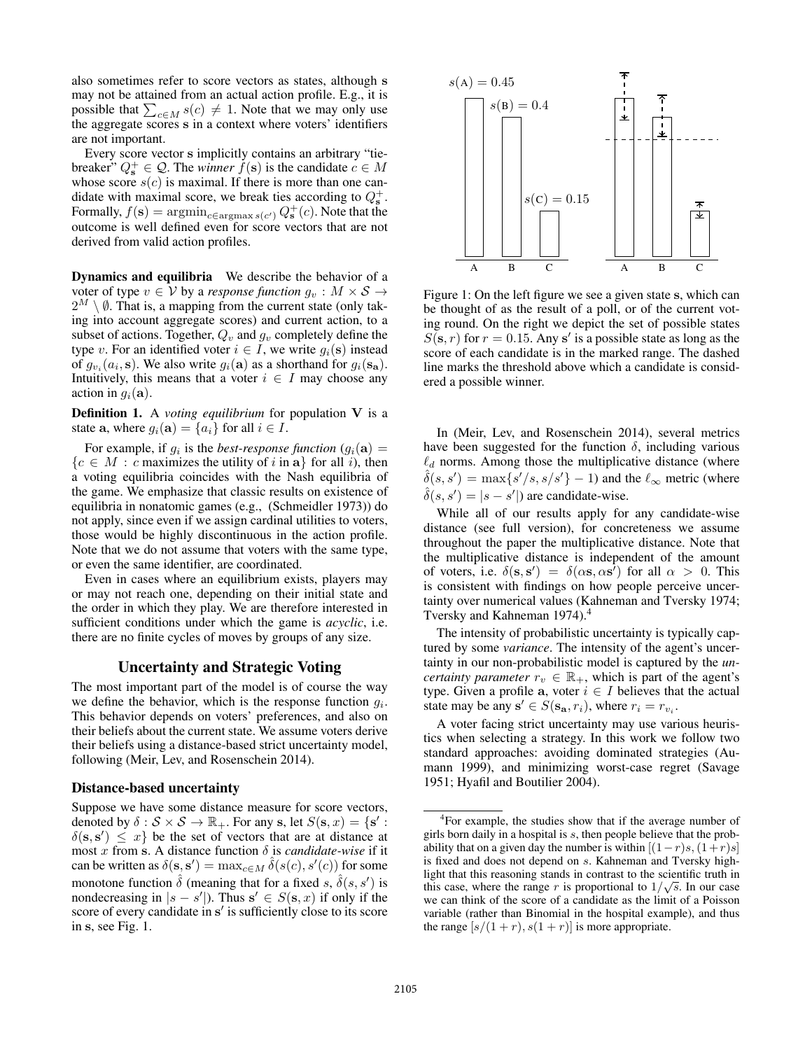also sometimes refer to score vectors as states, although $\mathbf{s}$ may not be attained from an actual action profile. E.g., it is possible that $\sum_{c \in M} s(c) \neq 1$. Note that we may only use the aggregate scores $\mathbf{s}$ in a context where voters' identifiers are not important.

Every score vector $\mathbf{s}$ implicitly contains an arbitrary "tie-breaker" $Q^+_{\mathbf{s}} \in \mathcal{Q}$. The *winner* $f(\mathbf{s})$ is the candidate $c \in M$ whose score $s(c)$ is maximal. If there is more than one candidate with maximal score, we break ties according to $Q^+_{\mathbf{s}}$. Formally, $f(\mathbf{s}) = \text{argmin}_{c \in \text{argmax}\, s(c')} Q^+_{\mathbf{s}}(c)$. Note that the outcome is well defined even for score vectors that are not derived from valid action profiles.

**Dynamics and equilibria** We describe the behavior of a voter of type $v \in \mathcal{V}$ by a *response function* $g_v : M \times \mathcal{S} \to 2^M \setminus \emptyset$. That is, a mapping from the current state (only taking into account aggregate scores) and current action, to a subset of actions. Together, $Q_v$ and $g_v$ completely define the type $v$. For an identified voter $i \in I$, we write $g_i(\mathbf{s})$ instead of $g_{v_i}(a_i, \mathbf{s})$. We also write $g_i(\mathbf{a})$ as a shorthand for $g_i(\mathbf{s_a})$. Intuitively, this means that a voter $i \in I$ may choose any action in $g_i(\mathbf{a})$.

**Definition 1.** A *voting equilibrium* for population $\mathbf{V}$ is a state $\mathbf{a}$, where $g_i(\mathbf{a}) = \{a_i\}$ for all $i \in I$.

For example, if $g_i$ is the *best-response function* ($g_i(\mathbf{a}) = \{c \in M : c \text{ maximizes the utility of } i \text{ in } \mathbf{a}\}$ for all $i$), then a voting equilibria coincides with the Nash equilibria of the game. We emphasize that classic results on existence of equilibria in nonatomic games (e.g., (Schmeidler 1973)) do not apply, since even if we assign cardinal utilities to voters, those would be highly discontinuous in the action profile. Note that we do not assume that voters with the same type, or even the same identifier, are coordinated.

Even in cases where an equilibrium exists, players may or may not reach one, depending on their initial state and the order in which they play. We are therefore interested in sufficient conditions under which the game is *acyclic*, i.e. there are no finite cycles of moves by groups of any size.

## Uncertainty and Strategic Voting

The most important part of the model is of course the way we define the behavior, which is the response function $g_i$. This behavior depends on voters' preferences, and also on their beliefs about the current state. We assume voters derive their beliefs using a distance-based strict uncertainty model, following (Meir, Lev, and Rosenschein 2014).

### Distance-based uncertainty

Suppose we have some distance measure for score vectors, denoted by $\delta : \mathcal{S} \times \mathcal{S} \to \mathbb{R}_+$. For any $\mathbf{s}$, let $S(\mathbf{s}, x) = \{\mathbf{s}' : \delta(\mathbf{s}, \mathbf{s}') \leq x\}$ be the set of vectors that are at distance at most $x$ from $\mathbf{s}$. A distance function $\delta$ is *candidate-wise* if it can be written as $\delta(\mathbf{s}, \mathbf{s}') = \max_{c \in M} \hat{\delta}(s(c), s'(c))$ for some monotone function $\hat{\delta}$ (meaning that for a fixed $s$, $\hat{\delta}(s, s')$ is nondecreasing in $|s - s'|$). Thus $\mathbf{s}' \in S(\mathbf{s}, x)$ if only if the score of every candidate in $\mathbf{s}'$ is sufficiently close to its score in $\mathbf{s}$, see Fig. 1.

Figure 1: On the left figure we see a given state $\mathbf{s}$, which can be thought of as the result of a poll, or of the current voting round. On the right we depict the set of possible states $S(\mathbf{s}, r)$ for $r = 0.15$. Any $\mathbf{s}'$ is a possible state as long as the score of each candidate is in the marked range. The dashed line marks the threshold above which a candidate is considered a possible winner.

In (Meir, Lev, and Rosenschein 2014), several metrics have been suggested for the function $\delta$, including various $\ell_d$ norms. Among those the multiplicative distance (where $\hat{\delta}(s, s') = \max\{s'/s, s/s'\} - 1$) and the $\ell_\infty$ metric (where $\hat{\delta}(s, s') = |s - s'|$) are candidate-wise.

While all of our results apply for any candidate-wise distance (see full version), for concreteness we assume throughout the paper the multiplicative distance. Note that the multiplicative distance is independent of the amount of voters, i.e. $\delta(\mathbf{s}, \mathbf{s}') = \delta(\alpha\mathbf{s}, \alpha\mathbf{s}')$ for all $\alpha > 0$. This is consistent with findings on how people perceive uncertainty over numerical values (Kahneman and Tversky 1974; Tversky and Kahneman 1974).[4]

The intensity of probabilistic uncertainty is typically captured by some *variance*. The intensity of the agent's uncertainty in our non-probabilistic model is captured by the *uncertainty parameter* $r_v \in \mathbb{R}_+$, which is part of the agent's type. Given a profile $\mathbf{a}$, voter $i \in I$ believes that the actual state may be any $\mathbf{s}' \in S(\mathbf{s_a}, r_i)$, where $r_i = r_{v_i}$.

A voter facing strict uncertainty may use various heuristics when selecting a strategy. In this work we follow two standard approaches: avoiding dominated strategies (Aumann 1999), and minimizing worst-case regret (Savage 1951; Hyafil and Boutilier 2004).

[4] For example, the studies show that if the average number of girls born daily in a hospital is $s$, then people believe that the probability that on a given day the number is within $[(1-r)s, (1+r)s]$ is fixed and does not depend on $s$. Kahneman and Tversky highlight that this reasoning stands in contrast to the scientific truth in this case, where the range $r$ is proportional to $1/\sqrt{s}$. In our case we can think of the score of a candidate as the limit of a Poisson variable (rather than Binomial in the hospital example), and thus the range $[s/(1+r), s(1+r)]$ is more appropriate.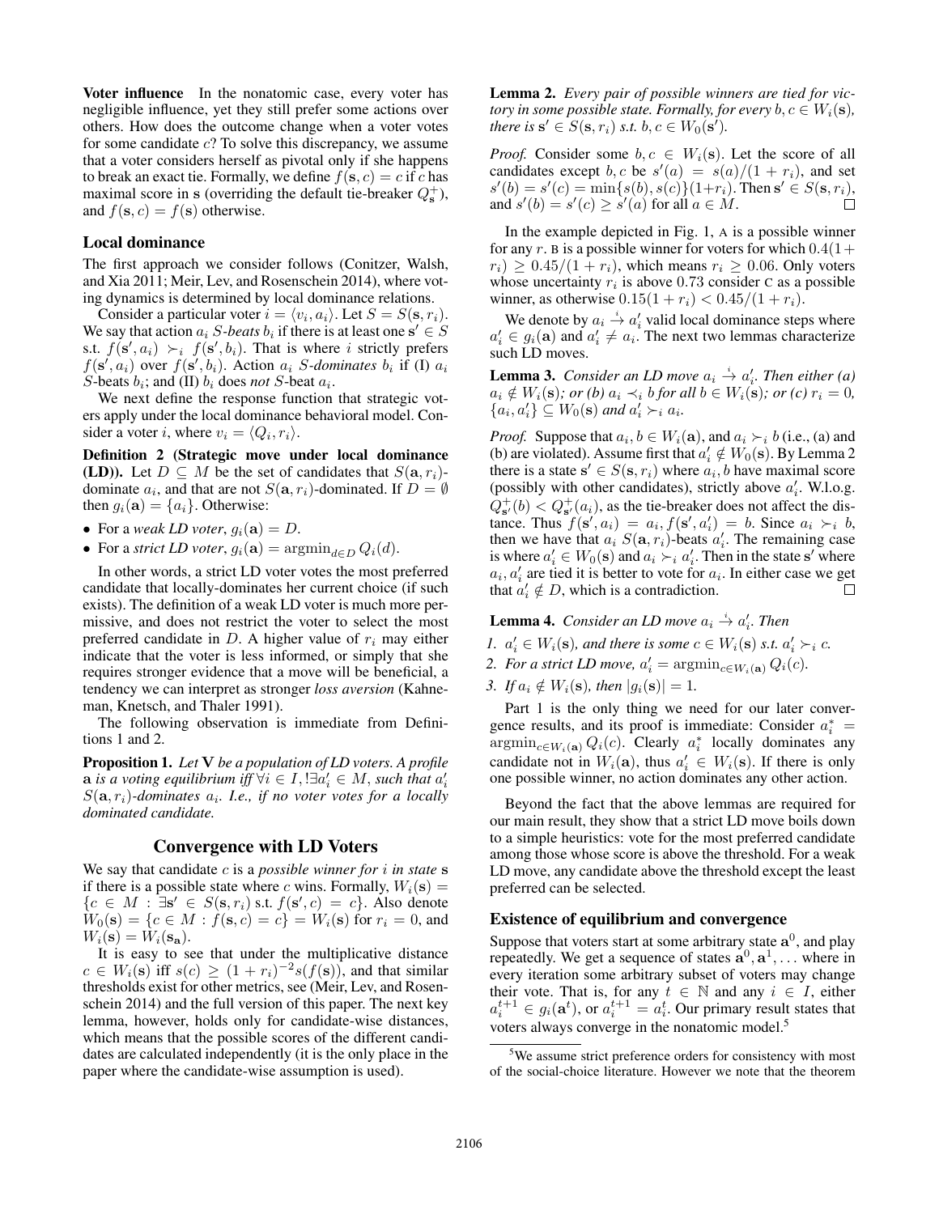**Voter influence** In the nonatomic case, every voter has negligible influence, yet they still prefer some actions over others. How does the outcome change when a voter votes for some candidate $c$? To solve this discrepancy, we assume that a voter considers herself as pivotal only if she happens to break an exact tie. Formally, we define $f(\mathbf{s}, c) = c$ if $c$ has maximal score in $\mathbf{s}$ (overriding the default tie-breaker $Q^+_{\mathbf{s}}$), and $f(\mathbf{s}, c) = f(\mathbf{s})$ otherwise.

### Local dominance

The first approach we consider follows (Conitzer, Walsh, and Xia 2011; Meir, Lev, and Rosenschein 2014), where voting dynamics is determined by local dominance relations.

Consider a particular voter $i = \langle v_i, a_i \rangle$. Let $S = S(\mathbf{s}, r_i)$. We say that action $a_i$ *S-beats* $b_i$ if there is at least one $\mathbf{s}' \in S$ s.t. $f(\mathbf{s}', a_i) \succ_i f(\mathbf{s}', b_i)$. That is where $i$ strictly prefers $f(\mathbf{s}', a_i)$ over $f(\mathbf{s}', b_i)$. Action $a_i$ *S-dominates* $b_i$ if (I) $a_i$ $S$-beats $b_i$; and (II) $b_i$ does *not* $S$-beat $a_i$.

We next define the response function that strategic voters apply under the local dominance behavioral model. Consider a voter $i$, where $v_i = \langle Q_i, r_i \rangle$.

**Definition 2 (Strategic move under local dominance (LD)).** Let $D \subseteq M$ be the set of candidates that $S(\mathbf{a}, r_i)$-dominate $a_i$, and that are not $S(\mathbf{a}, r_i)$-dominated. If $D = \emptyset$ then $g_i(\mathbf{a}) = \{a_i\}$. Otherwise:

- For a *weak LD voter*, $g_i(\mathbf{a}) = D$.
- For a *strict LD voter*, $g_i(\mathbf{a}) = \text{argmin}_{d \in D} Q_i(d)$.

In other words, a strict LD voter votes the most preferred candidate that locally-dominates her current choice (if such exists). The definition of a weak LD voter is much more permissive, and does not restrict the voter to select the most preferred candidate in $D$. A higher value of $r_i$ may either indicate that the voter is less informed, or simply that she requires stronger evidence that a move will be beneficial, a tendency we can interpret as stronger *loss aversion* (Kahneman, Knetsch, and Thaler 1991).

The following observation is immediate from Definitions 1 and 2.

**Proposition 1.** *Let* $\mathbf{V}$ *be a population of LD voters. A profile* $\mathbf{a}$ *is a voting equilibrium iff* $\forall i \in I, !\exists a'_i \in M$*, such that* $a'_i$ $S(\mathbf{a}, r_i)$*-dominates* $a_i$*. I.e., if no voter votes for a locally dominated candidate.*

## Convergence with LD Voters

We say that candidate $c$ is a *possible winner for $i$ in state* $\mathbf{s}$ if there is a possible state where $c$ wins. Formally, $W_i(\mathbf{s}) = \{c \in M : \exists \mathbf{s}' \in S(\mathbf{s}, r_i) \text{ s.t. } f(\mathbf{s}', c) = c\}$. Also denote $W_0(\mathbf{s}) = \{c \in M : f(\mathbf{s}, c) = c\} = W_i(\mathbf{s})$ for $r_i = 0$, and $W_i(\mathbf{s}) = W_i(\mathbf{s_a})$.

It is easy to see that under the multiplicative distance $c \in W_i(\mathbf{s})$ iff $s(c) \geq (1 + r_i)^{-2} s(f(\mathbf{s}))$, and that similar thresholds exist for other metrics, see (Meir, Lev, and Rosenschein 2014) and the full version of this paper. The next key lemma, however, holds only for candidate-wise distances, which means that the possible scores of the different candidates are calculated independently (it is the only place in the paper where the candidate-wise assumption is used).

**Lemma 2.** *Every pair of possible winners are tied for victory in some possible state. Formally, for every* $b, c \in W_i(\mathbf{s})$*, there is* $\mathbf{s}' \in S(\mathbf{s}, r_i)$ *s.t.* $b, c \in W_0(\mathbf{s}')$.

*Proof.* Consider some $b, c \in W_i(\mathbf{s})$. Let the score of all candidates except $b, c$ be $s'(a) = s(a)/(1 + r_i)$, and set $s'(b) = s'(c) = \min\{s(b), s(c)\}(1+r_i)$. Then $\mathbf{s}' \in S(\mathbf{s}, r_i)$, and $s'(b) = s'(c) \geq s'(a)$ for all $a \in M$. □

In the example depicted in Fig. 1, A is a possible winner for any $r$. B is a possible winner for voters for which $0.4(1 + r_i) \geq 0.45/(1 + r_i)$, which means $r_i \geq 0.06$. Only voters whose uncertainty $r_i$ is above $0.73$ consider C as a possible winner, as otherwise $0.15(1 + r_i) < 0.45/(1 + r_i)$.

We denote by $a_i \xrightarrow{i} a'_i$ valid local dominance steps where $a'_i \in g_i(\mathbf{a})$ and $a'_i \neq a_i$. The next two lemmas characterize such LD moves.

**Lemma 3.** *Consider an LD move* $a_i \xrightarrow{i} a'_i$*. Then either (a)* $a_i \notin W_i(\mathbf{s})$*; or (b)* $a_i \prec_i b$ *for all* $b \in W_i(\mathbf{s})$*; or (c)* $r_i = 0$*,* $\{a_i, a'_i\} \subseteq W_0(\mathbf{s})$ *and* $a'_i \succ_i a_i$.

*Proof.* Suppose that $a_i, b \in W_i(\mathbf{a})$, and $a_i \succ_i b$ (i.e., (a) and (b) are violated). Assume first that $a'_i \notin W_0(\mathbf{s})$. By Lemma 2 there is a state $\mathbf{s}' \in S(\mathbf{s}, r_i)$ where $a_i, b$ have maximal score (possibly with other candidates), strictly above $a'_i$. W.l.o.g. $Q^+_{\mathbf{s}'}(b) < Q^+_{\mathbf{s}'}(a_i)$, as the tie-breaker does not affect the distance. Thus $f(\mathbf{s}', a_i) = a_i, f(\mathbf{s}', a'_i) = b$. Since $a_i \succ_i b$, then we have that $a_i$ $S(\mathbf{a}, r_i)$-beats $a'_i$. The remaining case is where $a'_i \in W_0(\mathbf{s})$ and $a_i \succ_i a'_i$. Then in the state $\mathbf{s}'$ where $a_i, a'_i$ are tied it is better to vote for $a_i$. In either case we get that $a'_i \notin D$, which is a contradiction. □

**Lemma 4.** *Consider an LD move* $a_i \xrightarrow{i} a'_i$*. Then*

1. $a'_i \in W_i(\mathbf{s})$*, and there is some* $c \in W_i(\mathbf{s})$ *s.t.* $a'_i \succ_i c$.
2. *For a strict LD move,* $a'_i = \text{argmin}_{c \in W_i(\mathbf{a})} Q_i(c)$.
3. *If* $a_i \notin W_i(\mathbf{s})$*, then* $|g_i(\mathbf{s})| = 1$.

Part 1 is the only thing we need for our later convergence results, and its proof is immediate: Consider $a^*_i = \text{argmin}_{c \in W_i(\mathbf{a})} Q_i(c)$. Clearly $a^*_i$ locally dominates any candidate not in $W_i(\mathbf{a})$, thus $a'_i \in W_i(\mathbf{s})$. If there is only one possible winner, no action dominates any other action.

Beyond the fact that the above lemmas are required for our main result, they show that a strict LD move boils down to a simple heuristics: vote for the most preferred candidate among those whose score is above the threshold. For a weak LD move, any candidate above the threshold except the least preferred can be selected.

### Existence of equilibrium and convergence

Suppose that voters start at some arbitrary state $\mathbf{a}^0$, and play repeatedly. We get a sequence of states $\mathbf{a}^0, \mathbf{a}^1, \ldots$ where in every iteration some arbitrary subset of voters may change their vote. That is, for any $t \in \mathbb{N}$ and any $i \in I$, either $a^{t+1}_i \in g_i(\mathbf{a}^t)$, or $a^{t+1}_i = a^t_i$. Our primary result states that voters always converge in the nonatomic model.[5]

[5] We assume strict preference orders for consistency with most of the social-choice literature. However we note that the theorem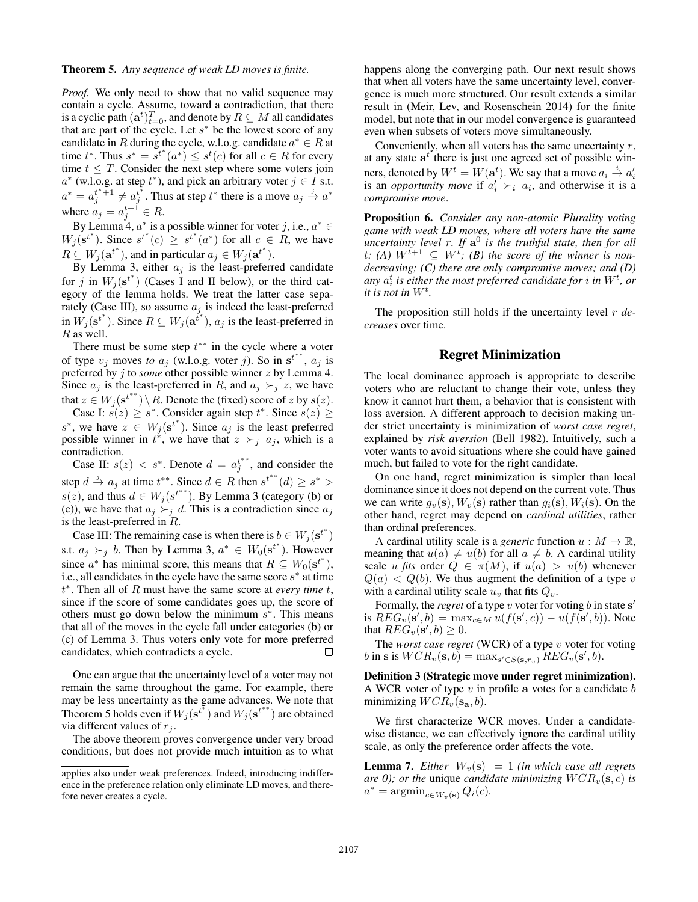**Theorem 5.** *Any sequence of weak LD moves is finite.*

*Proof.* We only need to show that no valid sequence may contain a cycle. Assume, toward a contradiction, that there is a cyclic path $(\mathbf{a}^t)_{t=0}^T$, and denote by $R \subseteq M$ all candidates that are part of the cycle. Let $s^*$ be the lowest score of any candidate in $R$ during the cycle, w.l.o.g. candidate $a^* \in R$ at time $t^*$. Thus $s^* = s^{t^*}(a^*) \leq s^t(c)$ for all $c \in R$ for every time $t \leq T$. Consider the next step where some voters join $a^*$ (w.l.o.g. at step $t^*$), and pick an arbitrary voter $j \in I$ s.t. $a^* = a_j^{t^*+1} \neq a_j^{t^*}$. Thus at step $t^*$ there is a move $a_j \xrightarrow{j} a^*$ where $a_j = a_j^{t+1} \in R$.

By Lemma 4, $a^*$ is a possible winner for voter $j$, i.e., $a^* \in W_j(\mathbf{s}^{t^*})$. Since $s^{t^*}(c) \geq s^{t^*}(a^*)$ for all $c \in R$, we have $R \subseteq W_j(\mathbf{a}^{t^*})$, and in particular $a_j \in W_j(\mathbf{a}^{t^*})$.

By Lemma 3, either $a_j$ is the least-preferred candidate for $j$ in $W_j(\mathbf{s}^{t^*})$ (Cases I and II below), or the third category of the lemma holds. We treat the latter case separately (Case III), so assume $a_j$ is indeed the least-preferred in $W_j(\mathbf{s}^{t^*})$. Since $R \subseteq W_j(\mathbf{a}^{t^*})$, $a_j$ is the least-preferred in $R$ as well.

There must be some step $t^{**}$ in the cycle where a voter of type $v_j$ moves *to* $a_j$ (w.l.o.g. voter $j$). So in $\mathbf{s}^{t^{**}}$, $a_j$ is preferred by $j$ to *some* other possible winner $z$ by Lemma 4. Since $a_j$ is the least-preferred in $R$, and $a_j \succ_j z$, we have that $z \in W_j(\mathbf{s}^{t^{**}}) \setminus R$. Denote the (fixed) score of $z$ by $s(z)$.

Case I: $s(z) \geq s^*$. Consider again step $t^*$. Since $s(z) \geq s^*$, we have $z \in W_j(\mathbf{s}^{t^*})$. Since $a_j$ is the least preferred possible winner in $t^*$, we have that $z \succ_j a_j$, which is a contradiction.

Case II: $s(z) < s^*$. Denote $d = a_j^{t^{**}}$, and consider the step $d \xrightarrow{j} a_j$ at time $t^{**}$. Since $d \in R$ then $s^{t^{**}}(d) \geq s^* > s(z)$, and thus $d \in W_j(s^{t^{**}})$. By Lemma 3 (category (b) or (c)), we have that $a_j \succ_j d$. This is a contradiction since $a_j$ is the least-preferred in $R$.

Case III: The remaining case is when there is $b \in W_j(\mathbf{s}^{t^*})$ s.t. $a_j \succ_j b$. Then by Lemma 3, $a^* \in W_0(\mathbf{s}^{t^*})$. However since $a^*$ has minimal score, this means that $R \subseteq W_0(\mathbf{s}^{t^*})$, i.e., all candidates in the cycle have the same score $s^*$ at time $t^*$. Then all of $R$ must have the same score at *every time* $t$, since if the score of some candidates goes up, the score of others must go down below the minimum $s^*$. This means that all of the moves in the cycle fall under categories (b) or (c) of Lemma 3. Thus voters only vote for more preferred candidates, which contradicts a cycle. $\square$

One can argue that the uncertainty level of a voter may not remain the same throughout the game. For example, there may be less uncertainty as the game advances. We note that Theorem 5 holds even if $W_j(\mathbf{s}^{t^*})$ and $W_j(\mathbf{s}^{t^{**}})$ are obtained via different values of $r_j$.

The above theorem proves convergence under very broad conditions, but does not provide much intuition as to what happens along the converging path. Our next result shows that when all voters have the same uncertainty level, convergence is much more structured. Our result extends a similar result in (Meir, Lev, and Rosenschein 2014) for the finite model, but note that in our model convergence is guaranteed even when subsets of voters move simultaneously.

Conveniently, when all voters has the same uncertainty $r$, at any state $\mathbf{a}^t$ there is just one agreed set of possible winners, denoted by $W^t = W(\mathbf{a}^t)$. We say that a move $a_i \xrightarrow{i} a'_i$ is an *opportunity move* if $a'_i \succ_i a_i$, and otherwise it is a *compromise move*.

**Proposition 6.** *Consider any non-atomic Plurality voting game with weak LD moves, where all voters have the same uncertainty level $r$. If $\mathbf{a}^0$ is the truthful state, then for all $t$: (A) $W^{t+1} \subseteq W^t$; (B) the score of the winner is non-decreasing; (C) there are only compromise moves; and (D) any $a_i^t$ is either the most preferred candidate for $i$ in $W^t$, or it is not in $W^t$.*

The proposition still holds if the uncertainty level $r$ *decreases* over time.

## Regret Minimization

The local dominance approach is appropriate to describe voters who are reluctant to change their vote, unless they know it cannot hurt them, a behavior that is consistent with loss aversion. A different approach to decision making under strict uncertainty is minimization of *worst case regret*, explained by *risk aversion* (Bell 1982). Intuitively, such a voter wants to avoid situations where she could have gained much, but failed to vote for the right candidate.

On one hand, regret minimization is simpler than local dominance since it does not depend on the current vote. Thus we can write $g_v(\mathbf{s}), W_v(\mathbf{s})$ rather than $g_i(\mathbf{s}), W_i(\mathbf{s})$. On the other hand, regret may depend on *cardinal utilities*, rather than ordinal preferences.

A cardinal utility scale is a *generic* function $u : M \to \mathbb{R}$, meaning that $u(a) \neq u(b)$ for all $a \neq b$. A cardinal utility scale $u$ *fits* order $Q \in \pi(M)$, if $u(a) > u(b)$ whenever $Q(a) < Q(b)$. We thus augment the definition of a type $v$ with a cardinal utility scale $u_v$ that fits $Q_v$.

Formally, the *regret* of a type $v$ voter for voting $b$ in state $\mathbf{s}'$ is $REG_v(\mathbf{s}', b) = \max_{c \in M} u(f(\mathbf{s}', c)) - u(f(\mathbf{s}', b))$. Note that $REG_v(\mathbf{s}', b) \geq 0$.

The *worst case regret* (WCR) of a type $v$ voter for voting $b$ in $\mathbf{s}$ is $WCR_v(\mathbf{s}, b) = \max_{\mathbf{s}' \in S(\mathbf{s}, r_v)} REG_v(\mathbf{s}', b)$.

**Definition 3 (Strategic move under regret minimization).** A WCR voter of type $v$ in profile $\mathbf{a}$ votes for a candidate $b$ minimizing $WCR_v(\mathbf{s_a}, b)$.

We first characterize WCR moves. Under a candidate-wise distance, we can effectively ignore the cardinal utility scale, as only the preference order affects the vote.

**Lemma 7.** *Either $|W_v(\mathbf{s})| = 1$ (in which case all regrets are 0); or the* unique *candidate minimizing $WCR_v(\mathbf{s}, c)$ is $a^* = \mathrm{argmin}_{c \in W_v(\mathbf{s})} Q_i(c)$.*

---

applies also under weak preferences. Indeed, introducing indifference in the preference relation only eliminate LD moves, and therefore never creates a cycle.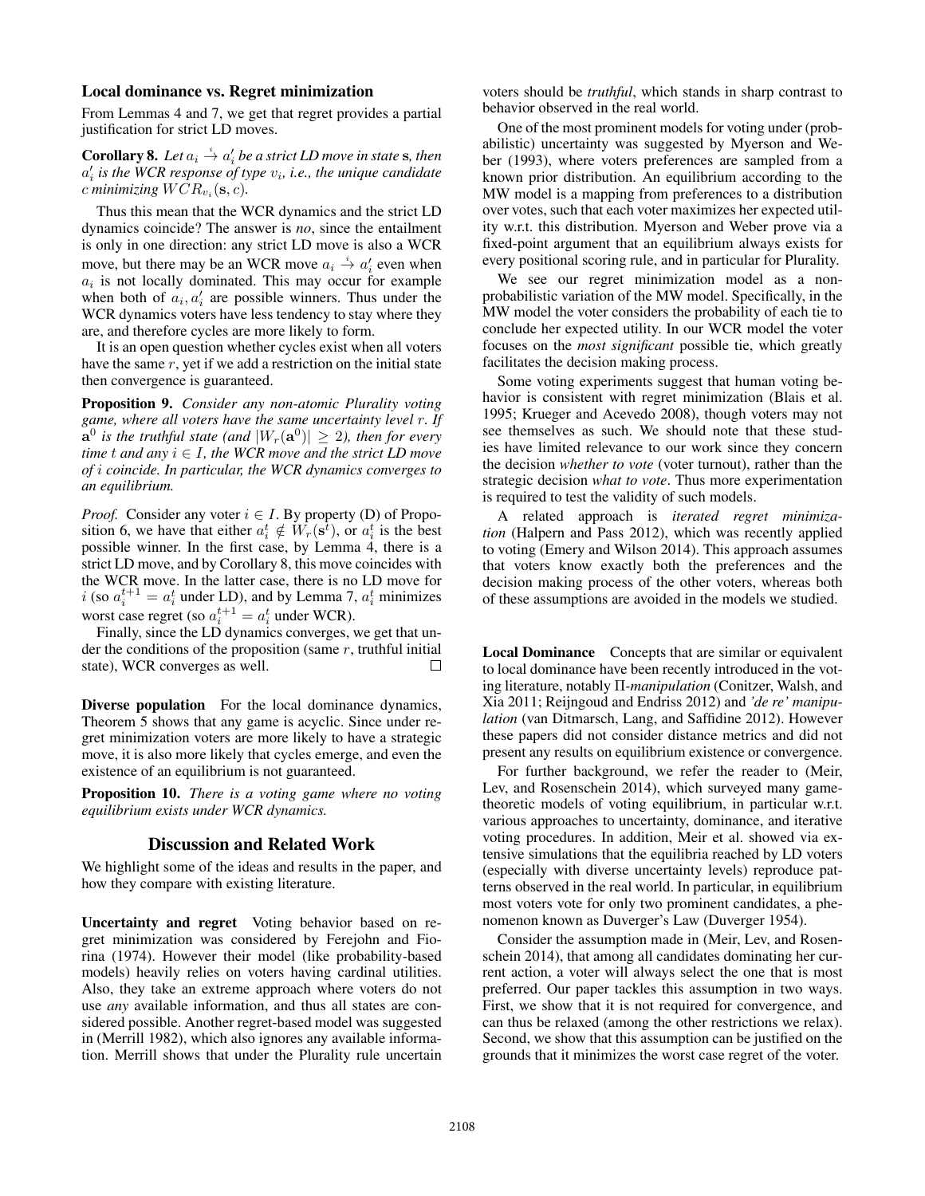### Local dominance vs. Regret minimization

From Lemmas 4 and 7, we get that regret provides a partial justification for strict LD moves.

**Corollary 8.** *Let $a_i \xrightarrow{i} a'_i$ be a strict LD move in state* $\mathbf{s}$*, then $a'_i$ is the WCR response of type $v_i$, i.e., the unique candidate $c$ minimizing $WCR_{v_i}(\mathbf{s}, c)$.*

Thus this mean that the WCR dynamics and the strict LD dynamics coincide? The answer is *no*, since the entailment is only in one direction: any strict LD move is also a WCR move, but there may be an WCR move $a_i \xrightarrow{i} a'_i$ even when $a_i$ is not locally dominated. This may occur for example when both of $a_i, a'_i$ are possible winners. Thus under the WCR dynamics voters have less tendency to stay where they are, and therefore cycles are more likely to form.

It is an open question whether cycles exist when all voters have the same $r$, yet if we add a restriction on the initial state then convergence is guaranteed.

**Proposition 9.** *Consider any non-atomic Plurality voting game, where all voters have the same uncertainty level $r$. If $\mathbf{a}^0$ is the truthful state (and $|W_r(\mathbf{a}^0)| \geq 2$), then for every time $t$ and any $i \in I$, the WCR move and the strict LD move of $i$ coincide. In particular, the WCR dynamics converges to an equilibrium.*

*Proof.* Consider any voter $i \in I$. By property (D) of Proposition 6, we have that either $a^t_i \notin W_r(\mathbf{s}^t)$, or $a^t_i$ is the best possible winner. In the first case, by Lemma 4, there is a strict LD move, and by Corollary 8, this move coincides with the WCR move. In the latter case, there is no LD move for $i$ (so $a^{t+1}_i = a^t_i$ under LD), and by Lemma 7, $a^t_i$ minimizes worst case regret (so $a^{t+1}_i = a^t_i$ under WCR).

Finally, since the LD dynamics converges, we get that under the conditions of the proposition (same $r$, truthful initial state), WCR converges as well. $\square$

**Diverse population** For the local dominance dynamics, Theorem 5 shows that any game is acyclic. Since under regret minimization voters are more likely to have a strategic move, it is also more likely that cycles emerge, and even the existence of an equilibrium is not guaranteed.

**Proposition 10.** *There is a voting game where no voting equilibrium exists under WCR dynamics.*

## Discussion and Related Work

We highlight some of the ideas and results in the paper, and how they compare with existing literature.

**Uncertainty and regret** Voting behavior based on regret minimization was considered by Ferejohn and Fiorina (1974). However their model (like probability-based models) heavily relies on voters having cardinal utilities. Also, they take an extreme approach where voters do not use *any* available information, and thus all states are considered possible. Another regret-based model was suggested in (Merrill 1982), which also ignores any available information. Merrill shows that under the Plurality rule uncertain voters should be *truthful*, which stands in sharp contrast to behavior observed in the real world.

One of the most prominent models for voting under (probabilistic) uncertainty was suggested by Myerson and Weber (1993), where voters preferences are sampled from a known prior distribution. An equilibrium according to the MW model is a mapping from preferences to a distribution over votes, such that each voter maximizes her expected utility w.r.t. this distribution. Myerson and Weber prove via a fixed-point argument that an equilibrium always exists for every positional scoring rule, and in particular for Plurality.

We see our regret minimization model as a non-probabilistic variation of the MW model. Specifically, in the MW model the voter considers the probability of each tie to conclude her expected utility. In our WCR model the voter focuses on the *most significant* possible tie, which greatly facilitates the decision making process.

Some voting experiments suggest that human voting behavior is consistent with regret minimization (Blais et al. 1995; Krueger and Acevedo 2008), though voters may not see themselves as such. We should note that these studies have limited relevance to our work since they concern the decision *whether to vote* (voter turnout), rather than the strategic decision *what to vote*. Thus more experimentation is required to test the validity of such models.

A related approach is *iterated regret minimization* (Halpern and Pass 2012), which was recently applied to voting (Emery and Wilson 2014). This approach assumes that voters know exactly both the preferences and the decision making process of the other voters, whereas both of these assumptions are avoided in the models we studied.

**Local Dominance** Concepts that are similar or equivalent to local dominance have been recently introduced in the voting literature, notably $\Pi$-*manipulation* (Conitzer, Walsh, and Xia 2011; Reijngoud and Endriss 2012) and *'de re' manipulation* (van Ditmarsch, Lang, and Saffidine 2012). However these papers did not consider distance metrics and did not present any results on equilibrium existence or convergence.

For further background, we refer the reader to (Meir, Lev, and Rosenschein 2014), which surveyed many game-theoretic models of voting equilibrium, in particular w.r.t. various approaches to uncertainty, dominance, and iterative voting procedures. In addition, Meir et al. showed via extensive simulations that the equilibria reached by LD voters (especially with diverse uncertainty levels) reproduce patterns observed in the real world. In particular, in equilibrium most voters vote for only two prominent candidates, a phenomenon known as Duverger's Law (Duverger 1954).

Consider the assumption made in (Meir, Lev, and Rosenschein 2014), that among all candidates dominating her current action, a voter will always select the one that is most preferred. Our paper tackles this assumption in two ways. First, we show that it is not required for convergence, and can thus be relaxed (among the other restrictions we relax). Second, we show that this assumption can be justified on the grounds that it minimizes the worst case regret of the voter.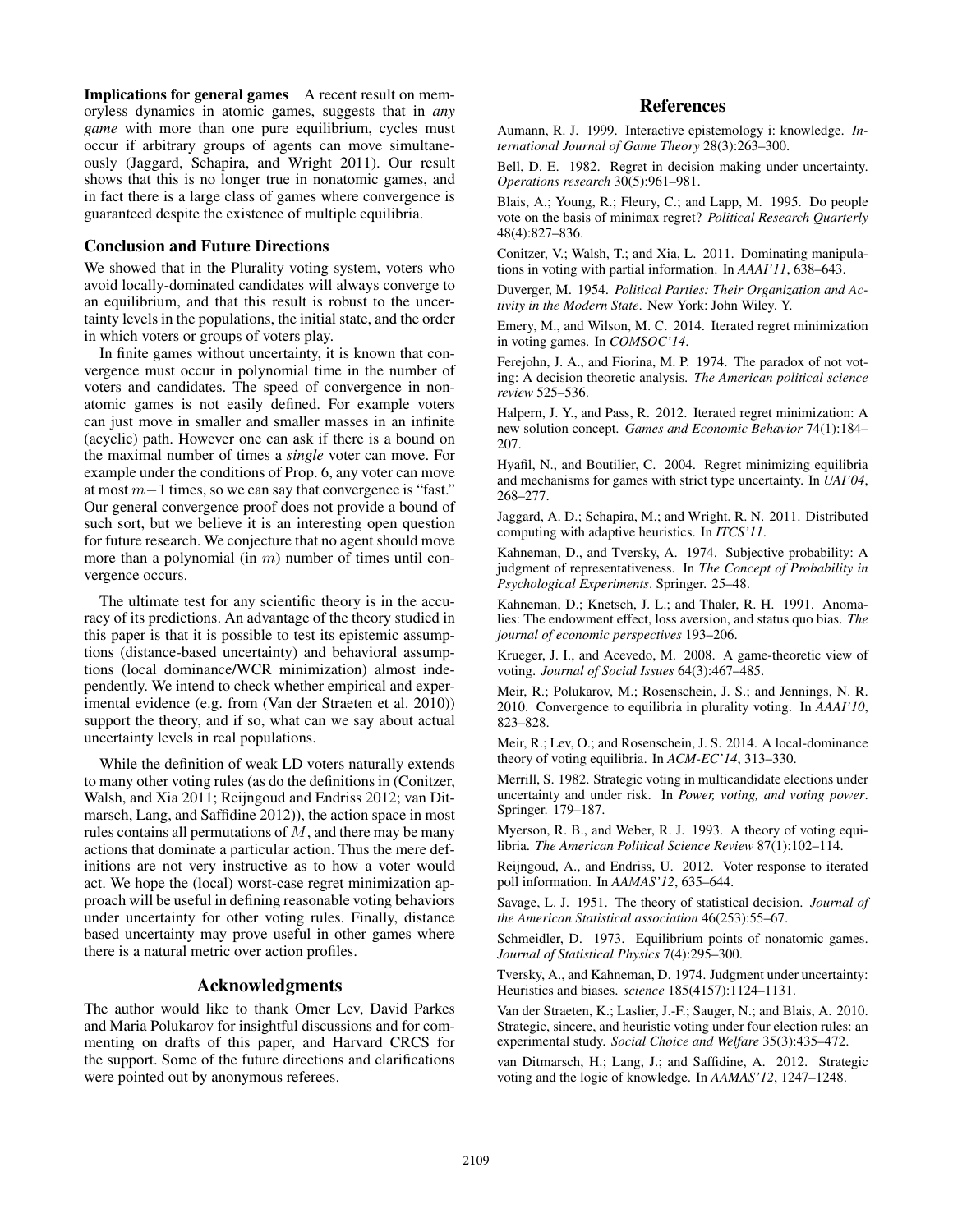**Implications for general games** A recent result on memoryless dynamics in atomic games, suggests that in *any game* with more than one pure equilibrium, cycles must occur if arbitrary groups of agents can move simultaneously (Jaggard, Schapira, and Wright 2011). Our result shows that this is no longer true in nonatomic games, and in fact there is a large class of games where convergence is guaranteed despite the existence of multiple equilibria.

## Conclusion and Future Directions

We showed that in the Plurality voting system, voters who avoid locally-dominated candidates will always converge to an equilibrium, and that this result is robust to the uncertainty levels in the populations, the initial state, and the order in which voters or groups of voters play.

In finite games without uncertainty, it is known that convergence must occur in polynomial time in the number of voters and candidates. The speed of convergence in nonatomic games is not easily defined. For example voters can just move in smaller and smaller masses in an infinite (acyclic) path. However one can ask if there is a bound on the maximal number of times a *single* voter can move. For example under the conditions of Prop. 6, any voter can move at most $m-1$ times, so we can say that convergence is "fast." Our general convergence proof does not provide a bound of such sort, but we believe it is an interesting open question for future research. We conjecture that no agent should move more than a polynomial (in $m$) number of times until convergence occurs.

The ultimate test for any scientific theory is in the accuracy of its predictions. An advantage of the theory studied in this paper is that it is possible to test its epistemic assumptions (distance-based uncertainty) and behavioral assumptions (local dominance/WCR minimization) almost independently. We intend to check whether empirical and experimental evidence (e.g. from (Van der Straeten et al. 2010)) support the theory, and if so, what can we say about actual uncertainty levels in real populations.

While the definition of weak LD voters naturally extends to many other voting rules (as do the definitions in (Conitzer, Walsh, and Xia 2011; Reijngoud and Endriss 2012; van Ditmarsch, Lang, and Saffidine 2012)), the action space in most rules contains all permutations of $M$, and there may be many actions that dominate a particular action. Thus the mere definitions are not very instructive as to how a voter would act. We hope the (local) worst-case regret minimization approach will be useful in defining reasonable voting behaviors under uncertainty for other voting rules. Finally, distance based uncertainty may prove useful in other games where there is a natural metric over action profiles.

## Acknowledgments

The author would like to thank Omer Lev, David Parkes and Maria Polukarov for insightful discussions and for commenting on drafts of this paper, and Harvard CRCS for the support. Some of the future directions and clarifications were pointed out by anonymous referees.

## References

Aumann, R. J. 1999. Interactive epistemology i: knowledge. *International Journal of Game Theory* 28(3):263–300.

Bell, D. E. 1982. Regret in decision making under uncertainty. *Operations research* 30(5):961–981.

Blais, A.; Young, R.; Fleury, C.; and Lapp, M. 1995. Do people vote on the basis of minimax regret? *Political Research Quarterly* 48(4):827–836.

Conitzer, V.; Walsh, T.; and Xia, L. 2011. Dominating manipulations in voting with partial information. In *AAAI'11*, 638–643.

Duverger, M. 1954. *Political Parties: Their Organization and Activity in the Modern State*. New York: John Wiley. Y.

Emery, M., and Wilson, M. C. 2014. Iterated regret minimization in voting games. In *COMSOC'14*.

Ferejohn, J. A., and Fiorina, M. P. 1974. The paradox of not voting: A decision theoretic analysis. *The American political science review* 525–536.

Halpern, J. Y., and Pass, R. 2012. Iterated regret minimization: A new solution concept. *Games and Economic Behavior* 74(1):184–207.

Hyafil, N., and Boutilier, C. 2004. Regret minimizing equilibria and mechanisms for games with strict type uncertainty. In *UAI'04*, 268–277.

Jaggard, A. D.; Schapira, M.; and Wright, R. N. 2011. Distributed computing with adaptive heuristics. In *ITCS'11*.

Kahneman, D., and Tversky, A. 1974. Subjective probability: A judgment of representativeness. In *The Concept of Probability in Psychological Experiments*. Springer. 25–48.

Kahneman, D.; Knetsch, J. L.; and Thaler, R. H. 1991. Anomalies: The endowment effect, loss aversion, and status quo bias. *The journal of economic perspectives* 193–206.

Krueger, J. I., and Acevedo, M. 2008. A game-theoretic view of voting. *Journal of Social Issues* 64(3):467–485.

Meir, R.; Polukarov, M.; Rosenschein, J. S.; and Jennings, N. R. 2010. Convergence to equilibria in plurality voting. In *AAAI'10*, 823–828.

Meir, R.; Lev, O.; and Rosenschein, J. S. 2014. A local-dominance theory of voting equilibria. In *ACM-EC'14*, 313–330.

Merrill, S. 1982. Strategic voting in multicandidate elections under uncertainty and under risk. In *Power, voting, and voting power*. Springer. 179–187.

Myerson, R. B., and Weber, R. J. 1993. A theory of voting equilibria. *The American Political Science Review* 87(1):102–114.

Reijngoud, A., and Endriss, U. 2012. Voter response to iterated poll information. In *AAMAS'12*, 635–644.

Savage, L. J. 1951. The theory of statistical decision. *Journal of the American Statistical association* 46(253):55–67.

Schmeidler, D. 1973. Equilibrium points of nonatomic games. *Journal of Statistical Physics* 7(4):295–300.

Tversky, A., and Kahneman, D. 1974. Judgment under uncertainty: Heuristics and biases. *science* 185(4157):1124–1131.

Van der Straeten, K.; Laslier, J.-F.; Sauger, N.; and Blais, A. 2010. Strategic, sincere, and heuristic voting under four election rules: an experimental study. *Social Choice and Welfare* 35(3):435–472.

van Ditmarsch, H.; Lang, J.; and Saffidine, A. 2012. Strategic voting and the logic of knowledge. In *AAMAS'12*, 1247–1248.